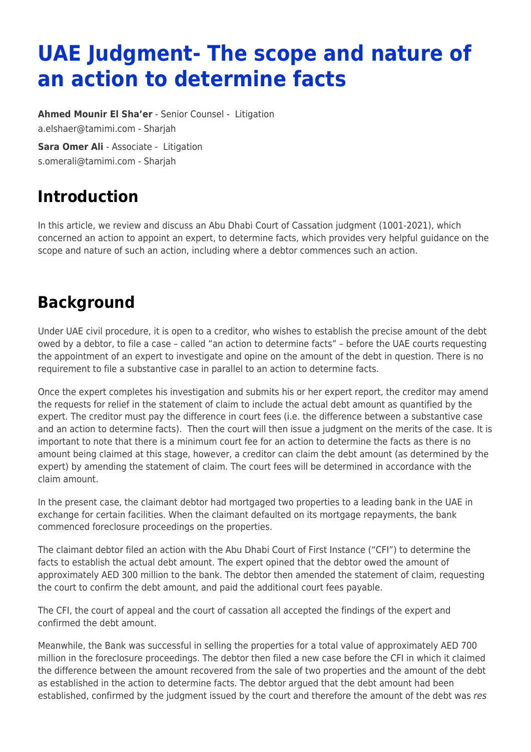# UAE Judgment- The scope and nature of an action to determine facts

**Ahmed Mounir El Sha'er** - Senior Counsel - Litigation
a.elshaer@tamimi.com - Sharjah

**Sara Omer Ali** - Associate - Litigation
s.omerali@tamimi.com - Sharjah

## Introduction

In this article, we review and discuss an Abu Dhabi Court of Cassation judgment (1001-2021), which concerned an action to appoint an expert, to determine facts, which provides very helpful guidance on the scope and nature of such an action, including where a debtor commences such an action.

## Background

Under UAE civil procedure, it is open to a creditor, who wishes to establish the precise amount of the debt owed by a debtor, to file a case – called "an action to determine facts" – before the UAE courts requesting the appointment of an expert to investigate and opine on the amount of the debt in question. There is no requirement to file a substantive case in parallel to an action to determine facts.

Once the expert completes his investigation and submits his or her expert report, the creditor may amend the requests for relief in the statement of claim to include the actual debt amount as quantified by the expert. The creditor must pay the difference in court fees (i.e. the difference between a substantive case and an action to determine facts). Then the court will then issue a judgment on the merits of the case. It is important to note that there is a minimum court fee for an action to determine the facts as there is no amount being claimed at this stage, however, a creditor can claim the debt amount (as determined by the expert) by amending the statement of claim. The court fees will be determined in accordance with the claim amount.

In the present case, the claimant debtor had mortgaged two properties to a leading bank in the UAE in exchange for certain facilities. When the claimant defaulted on its mortgage repayments, the bank commenced foreclosure proceedings on the properties.

The claimant debtor filed an action with the Abu Dhabi Court of First Instance ("CFI") to determine the facts to establish the actual debt amount. The expert opined that the debtor owed the amount of approximately AED 300 million to the bank. The debtor then amended the statement of claim, requesting the court to confirm the debt amount, and paid the additional court fees payable.

The CFI, the court of appeal and the court of cassation all accepted the findings of the expert and confirmed the debt amount.

Meanwhile, the Bank was successful in selling the properties for a total value of approximately AED 700 million in the foreclosure proceedings. The debtor then filed a new case before the CFI in which it claimed the difference between the amount recovered from the sale of two properties and the amount of the debt as established in the action to determine facts. The debtor argued that the debt amount had been established, confirmed by the judgment issued by the court and therefore the amount of the debt was *res*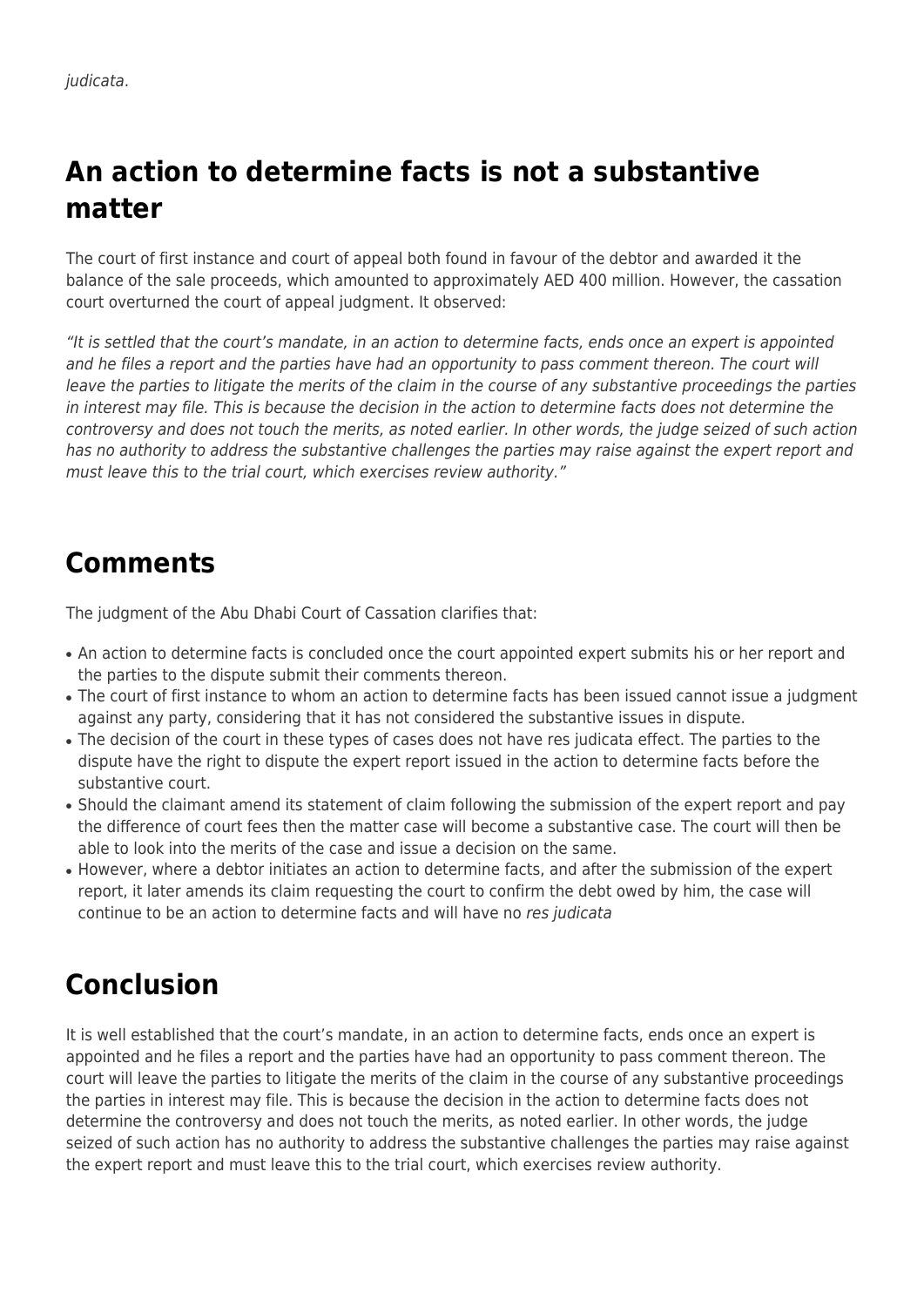*judicata*.

## An action to determine facts is not a substantive matter

The court of first instance and court of appeal both found in favour of the debtor and awarded it the balance of the sale proceeds, which amounted to approximately AED 400 million. However, the cassation court overturned the court of appeal judgment. It observed:

*"It is settled that the court's mandate, in an action to determine facts, ends once an expert is appointed and he files a report and the parties have had an opportunity to pass comment thereon. The court will leave the parties to litigate the merits of the claim in the course of any substantive proceedings the parties in interest may file. This is because the decision in the action to determine facts does not determine the controversy and does not touch the merits, as noted earlier. In other words, the judge seized of such action has no authority to address the substantive challenges the parties may raise against the expert report and must leave this to the trial court, which exercises review authority."*

## Comments

The judgment of the Abu Dhabi Court of Cassation clarifies that:

- An action to determine facts is concluded once the court appointed expert submits his or her report and the parties to the dispute submit their comments thereon.
- The court of first instance to whom an action to determine facts has been issued cannot issue a judgment against any party, considering that it has not considered the substantive issues in dispute.
- The decision of the court in these types of cases does not have res judicata effect. The parties to the dispute have the right to dispute the expert report issued in the action to determine facts before the substantive court.
- Should the claimant amend its statement of claim following the submission of the expert report and pay the difference of court fees then the matter case will become a substantive case. The court will then be able to look into the merits of the case and issue a decision on the same.
- However, where a debtor initiates an action to determine facts, and after the submission of the expert report, it later amends its claim requesting the court to confirm the debt owed by him, the case will continue to be an action to determine facts and will have no *res judicata*

## Conclusion

It is well established that the court's mandate, in an action to determine facts, ends once an expert is appointed and he files a report and the parties have had an opportunity to pass comment thereon. The court will leave the parties to litigate the merits of the claim in the course of any substantive proceedings the parties in interest may file. This is because the decision in the action to determine facts does not determine the controversy and does not touch the merits, as noted earlier. In other words, the judge seized of such action has no authority to address the substantive challenges the parties may raise against the expert report and must leave this to the trial court, which exercises review authority.